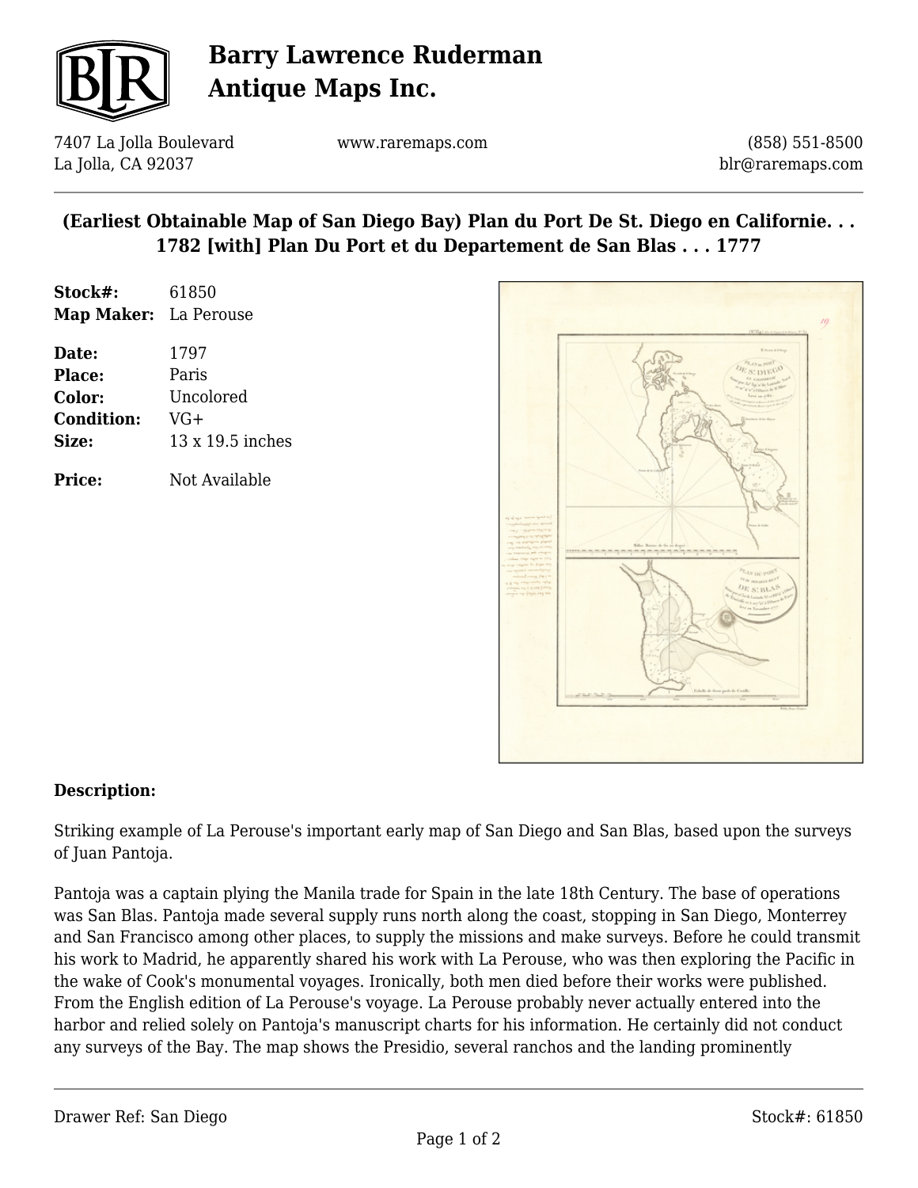# Barry Lawrence Ruderman Antique Maps Inc.

7407 La Jolla Boulevard
La Jolla, CA 92037

www.raremaps.com

(858) 551-8500
blr@raremaps.com

## (Earliest Obtainable Map of San Diego Bay) Plan du Port De St. Diego en Californie. . . 1782 [with] Plan Du Port et du Departement de San Blas . . . 1777

**Stock#:** 61850
**Map Maker:** La Perouse

**Date:** 1797
**Place:** Paris
**Color:** Uncolored
**Condition:** VG+
**Size:** 13 x 19.5 inches

**Price:** Not Available

**Description:**

Striking example of La Perouse's important early map of San Diego and San Blas, based upon the surveys of Juan Pantoja.

Pantoja was a captain plying the Manila trade for Spain in the late 18th Century. The base of operations was San Blas. Pantoja made several supply runs north along the coast, stopping in San Diego, Monterrey and San Francisco among other places, to supply the missions and make surveys. Before he could transmit his work to Madrid, he apparently shared his work with La Perouse, who was then exploring the Pacific in the wake of Cook's monumental voyages. Ironically, both men died before their works were published. From the English edition of La Perouse's voyage. La Perouse probably never actually entered into the harbor and relied solely on Pantoja's manuscript charts for his information. He certainly did not conduct any surveys of the Bay. The map shows the Presidio, several ranchos and the landing prominently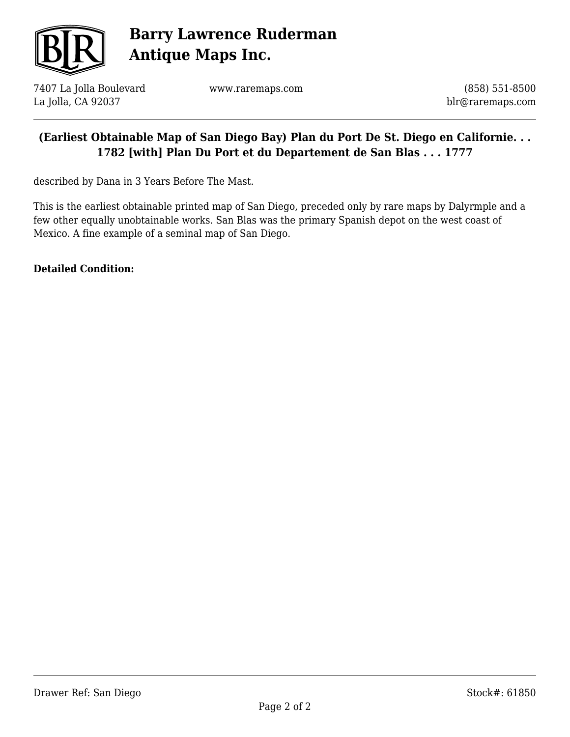described by Dana in 3 Years Before The Mast.

This is the earliest obtainable printed map of San Diego, preceded only by rare maps by Dalyrmple and a few other equally unobtainable works. San Blas was the primary Spanish depot on the west coast of Mexico. A fine example of a seminal map of San Diego.

**Detailed Condition:**